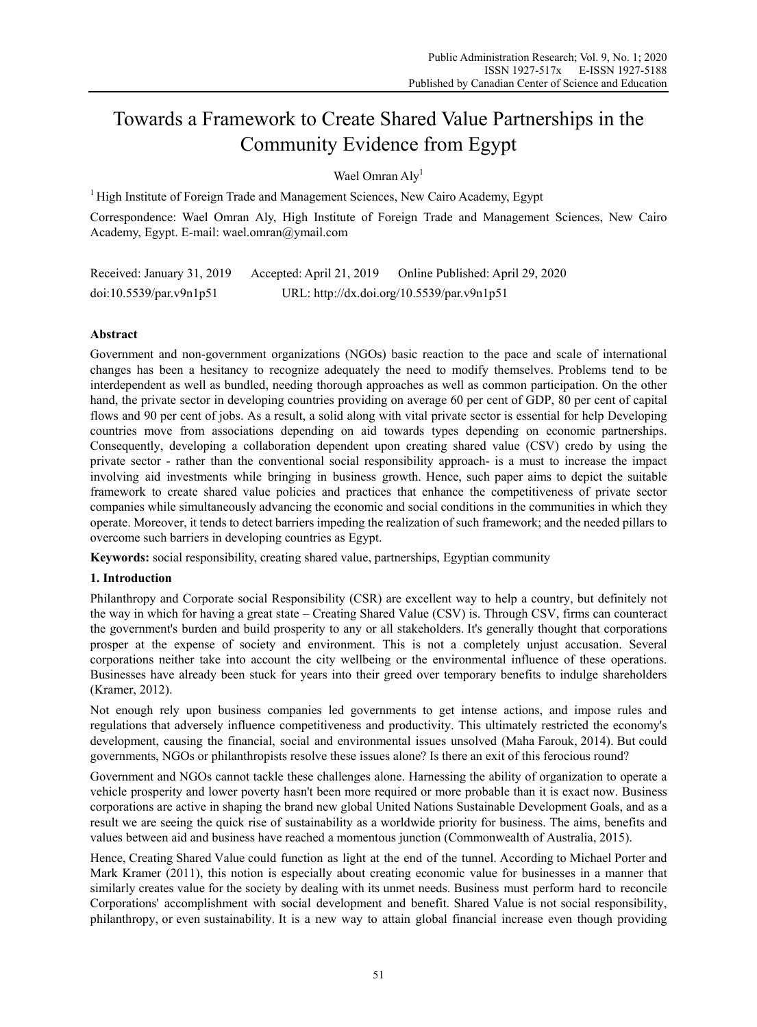# Towards a Framework to Create Shared Value Partnerships in the Community Evidence from Egypt

Wael Omran Aly[1]

[1] High Institute of Foreign Trade and Management Sciences, New Cairo Academy, Egypt

Correspondence: Wael Omran Aly, High Institute of Foreign Trade and Management Sciences, New Cairo Academy, Egypt. E-mail: wael.omran@ymail.com

Received: January 31, 2019 Accepted: April 21, 2019 Online Published: April 29, 2020

doi:10.5539/par.v9n1p51 URL: http://dx.doi.org/10.5539/par.v9n1p51

## Abstract

Government and non-government organizations (NGOs) basic reaction to the pace and scale of international changes has been a hesitancy to recognize adequately the need to modify themselves. Problems tend to be interdependent as well as bundled, needing thorough approaches as well as common participation. On the other hand, the private sector in developing countries providing on average 60 per cent of GDP, 80 per cent of capital flows and 90 per cent of jobs. As a result, a solid along with vital private sector is essential for help Developing countries move from associations depending on aid towards types depending on economic partnerships. Consequently, developing a collaboration dependent upon creating shared value (CSV) credo by using the private sector - rather than the conventional social responsibility approach- is a must to increase the impact involving aid investments while bringing in business growth. Hence, such paper aims to depict the suitable framework to create shared value policies and practices that enhance the competitiveness of private sector companies while simultaneously advancing the economic and social conditions in the communities in which they operate. Moreover, it tends to detect barriers impeding the realization of such framework; and the needed pillars to overcome such barriers in developing countries as Egypt.

**Keywords:** social responsibility, creating shared value, partnerships, Egyptian community

## 1. Introduction

Philanthropy and Corporate social Responsibility (CSR) are excellent way to help a country, but definitely not the way in which for having a great state – Creating Shared Value (CSV) is. Through CSV, firms can counteract the government's burden and build prosperity to any or all stakeholders. It's generally thought that corporations prosper at the expense of society and environment. This is not a completely unjust accusation. Several corporations neither take into account the city wellbeing or the environmental influence of these operations. Businesses have already been stuck for years into their greed over temporary benefits to indulge shareholders (Kramer, 2012).

Not enough rely upon business companies led governments to get intense actions, and impose rules and regulations that adversely influence competitiveness and productivity. This ultimately restricted the economy's development, causing the financial, social and environmental issues unsolved (Maha Farouk, 2014). But could governments, NGOs or philanthropists resolve these issues alone? Is there an exit of this ferocious round?

Government and NGOs cannot tackle these challenges alone. Harnessing the ability of organization to operate a vehicle prosperity and lower poverty hasn't been more required or more probable than it is exact now. Business corporations are active in shaping the brand new global United Nations Sustainable Development Goals, and as a result we are seeing the quick rise of sustainability as a worldwide priority for business. The aims, benefits and values between aid and business have reached a momentous junction (Commonwealth of Australia, 2015).

Hence, Creating Shared Value could function as light at the end of the tunnel. According to Michael Porter and Mark Kramer (2011), this notion is especially about creating economic value for businesses in a manner that similarly creates value for the society by dealing with its unmet needs. Business must perform hard to reconcile Corporations' accomplishment with social development and benefit. Shared Value is not social responsibility, philanthropy, or even sustainability. It is a new way to attain global financial increase even though providing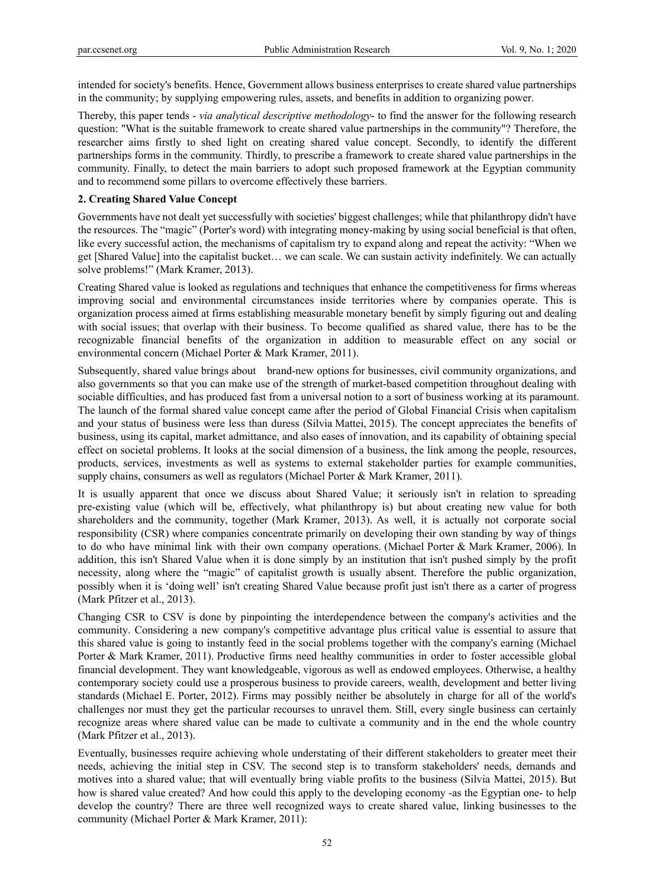intended for society's benefits. Hence, Government allows business enterprises to create shared value partnerships in the community; by supplying empowering rules, assets, and benefits in addition to organizing power.

Thereby, this paper tends - *via analytical descriptive methodology*- to find the answer for the following research question: "What is the suitable framework to create shared value partnerships in the community"? Therefore, the researcher aims firstly to shed light on creating shared value concept. Secondly, to identify the different partnerships forms in the community. Thirdly, to prescribe a framework to create shared value partnerships in the community. Finally, to detect the main barriers to adopt such proposed framework at the Egyptian community and to recommend some pillars to overcome effectively these barriers.

## 2. Creating Shared Value Concept

Governments have not dealt yet successfully with societies' biggest challenges; while that philanthropy didn't have the resources. The "magic" (Porter's word) with integrating money-making by using social beneficial is that often, like every successful action, the mechanisms of capitalism try to expand along and repeat the activity: "When we get [Shared Value] into the capitalist bucket… we can scale. We can sustain activity indefinitely. We can actually solve problems!" (Mark Kramer, 2013).

Creating Shared value is looked as regulations and techniques that enhance the competitiveness for firms whereas improving social and environmental circumstances inside territories where by companies operate. This is organization process aimed at firms establishing measurable monetary benefit by simply figuring out and dealing with social issues; that overlap with their business. To become qualified as shared value, there has to be the recognizable financial benefits of the organization in addition to measurable effect on any social or environmental concern (Michael Porter & Mark Kramer, 2011).

Subsequently, shared value brings about brand-new options for businesses, civil community organizations, and also governments so that you can make use of the strength of market-based competition throughout dealing with sociable difficulties, and has produced fast from a universal notion to a sort of business working at its paramount. The launch of the formal shared value concept came after the period of Global Financial Crisis when capitalism and your status of business were less than duress (Silvia Mattei, 2015). The concept appreciates the benefits of business, using its capital, market admittance, and also eases of innovation, and its capability of obtaining special effect on societal problems. It looks at the social dimension of a business, the link among the people, resources, products, services, investments as well as systems to external stakeholder parties for example communities, supply chains, consumers as well as regulators (Michael Porter & Mark Kramer, 2011).

It is usually apparent that once we discuss about Shared Value; it seriously isn't in relation to spreading pre-existing value (which will be, effectively, what philanthropy is) but about creating new value for both shareholders and the community, together (Mark Kramer, 2013). As well, it is actually not corporate social responsibility (CSR) where companies concentrate primarily on developing their own standing by way of things to do who have minimal link with their own company operations. (Michael Porter & Mark Kramer, 2006). In addition, this isn't Shared Value when it is done simply by an institution that isn't pushed simply by the profit necessity, along where the "magic" of capitalist growth is usually absent. Therefore the public organization, possibly when it is 'doing well' isn't creating Shared Value because profit just isn't there as a carter of progress (Mark Pfitzer et al., 2013).

Changing CSR to CSV is done by pinpointing the interdependence between the company's activities and the community. Considering a new company's competitive advantage plus critical value is essential to assure that this shared value is going to instantly feed in the social problems together with the company's earning (Michael Porter & Mark Kramer, 2011). Productive firms need healthy communities in order to foster accessible global financial development. They want knowledgeable, vigorous as well as endowed employees. Otherwise, a healthy contemporary society could use a prosperous business to provide careers, wealth, development and better living standards (Michael E. Porter, 2012). Firms may possibly neither be absolutely in charge for all of the world's challenges nor must they get the particular recourses to unravel them. Still, every single business can certainly recognize areas where shared value can be made to cultivate a community and in the end the whole country (Mark Pfitzer et al., 2013).

Eventually, businesses require achieving whole understating of their different stakeholders to greater meet their needs, achieving the initial step in CSV. The second step is to transform stakeholders' needs, demands and motives into a shared value; that will eventually bring viable profits to the business (Silvia Mattei, 2015). But how is shared value created? And how could this apply to the developing economy -as the Egyptian one- to help develop the country? There are three well recognized ways to create shared value, linking businesses to the community (Michael Porter & Mark Kramer, 2011):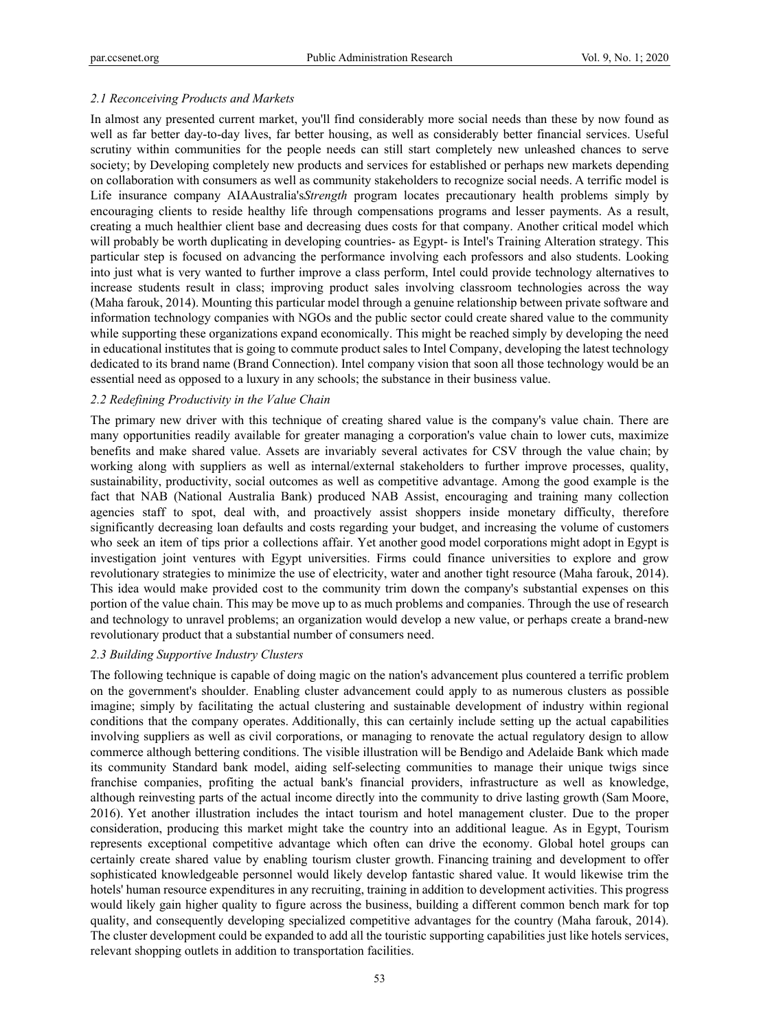### *2.1 Reconceiving Products and Markets*

In almost any presented current market, you'll find considerably more social needs than these by now found as well as far better day-to-day lives, far better housing, as well as considerably better financial services. Useful scrutiny within communities for the people needs can still start completely new unleashed chances to serve society; by Developing completely new products and services for established or perhaps new markets depending on collaboration with consumers as well as community stakeholders to recognize social needs. A terrific model is Life insurance company AIAAustralia's*Strength* program locates precautionary health problems simply by encouraging clients to reside healthy life through compensations programs and lesser payments. As a result, creating a much healthier client base and decreasing dues costs for that company. Another critical model which will probably be worth duplicating in developing countries- as Egypt- is Intel's Training Alteration strategy. This particular step is focused on advancing the performance involving each professors and also students. Looking into just what is very wanted to further improve a class perform, Intel could provide technology alternatives to increase students result in class; improving product sales involving classroom technologies across the way (Maha farouk, 2014). Mounting this particular model through a genuine relationship between private software and information technology companies with NGOs and the public sector could create shared value to the community while supporting these organizations expand economically. This might be reached simply by developing the need in educational institutes that is going to commute product sales to Intel Company, developing the latest technology dedicated to its brand name (Brand Connection). Intel company vision that soon all those technology would be an essential need as opposed to a luxury in any schools; the substance in their business value.

### *2.2 Redefining Productivity in the Value Chain*

The primary new driver with this technique of creating shared value is the company's value chain. There are many opportunities readily available for greater managing a corporation's value chain to lower cuts, maximize benefits and make shared value. Assets are invariably several activates for CSV through the value chain; by working along with suppliers as well as internal/external stakeholders to further improve processes, quality, sustainability, productivity, social outcomes as well as competitive advantage. Among the good example is the fact that NAB (National Australia Bank) produced NAB Assist, encouraging and training many collection agencies staff to spot, deal with, and proactively assist shoppers inside monetary difficulty, therefore significantly decreasing loan defaults and costs regarding your budget, and increasing the volume of customers who seek an item of tips prior a collections affair. Yet another good model corporations might adopt in Egypt is investigation joint ventures with Egypt universities. Firms could finance universities to explore and grow revolutionary strategies to minimize the use of electricity, water and another tight resource (Maha farouk, 2014). This idea would make provided cost to the community trim down the company's substantial expenses on this portion of the value chain. This may be move up to as much problems and companies. Through the use of research and technology to unravel problems; an organization would develop a new value, or perhaps create a brand-new revolutionary product that a substantial number of consumers need.

### *2.3 Building Supportive Industry Clusters*

The following technique is capable of doing magic on the nation's advancement plus countered a terrific problem on the government's shoulder. Enabling cluster advancement could apply to as numerous clusters as possible imagine; simply by facilitating the actual clustering and sustainable development of industry within regional conditions that the company operates. Additionally, this can certainly include setting up the actual capabilities involving suppliers as well as civil corporations, or managing to renovate the actual regulatory design to allow commerce although bettering conditions. The visible illustration will be Bendigo and Adelaide Bank which made its community Standard bank model, aiding self-selecting communities to manage their unique twigs since franchise companies, profiting the actual bank's financial providers, infrastructure as well as knowledge, although reinvesting parts of the actual income directly into the community to drive lasting growth (Sam Moore, 2016). Yet another illustration includes the intact tourism and hotel management cluster. Due to the proper consideration, producing this market might take the country into an additional league. As in Egypt, Tourism represents exceptional competitive advantage which often can drive the economy. Global hotel groups can certainly create shared value by enabling tourism cluster growth. Financing training and development to offer sophisticated knowledgeable personnel would likely develop fantastic shared value. It would likewise trim the hotels' human resource expenditures in any recruiting, training in addition to development activities. This progress would likely gain higher quality to figure across the business, building a different common bench mark for top quality, and consequently developing specialized competitive advantages for the country (Maha farouk, 2014). The cluster development could be expanded to add all the touristic supporting capabilities just like hotels services, relevant shopping outlets in addition to transportation facilities.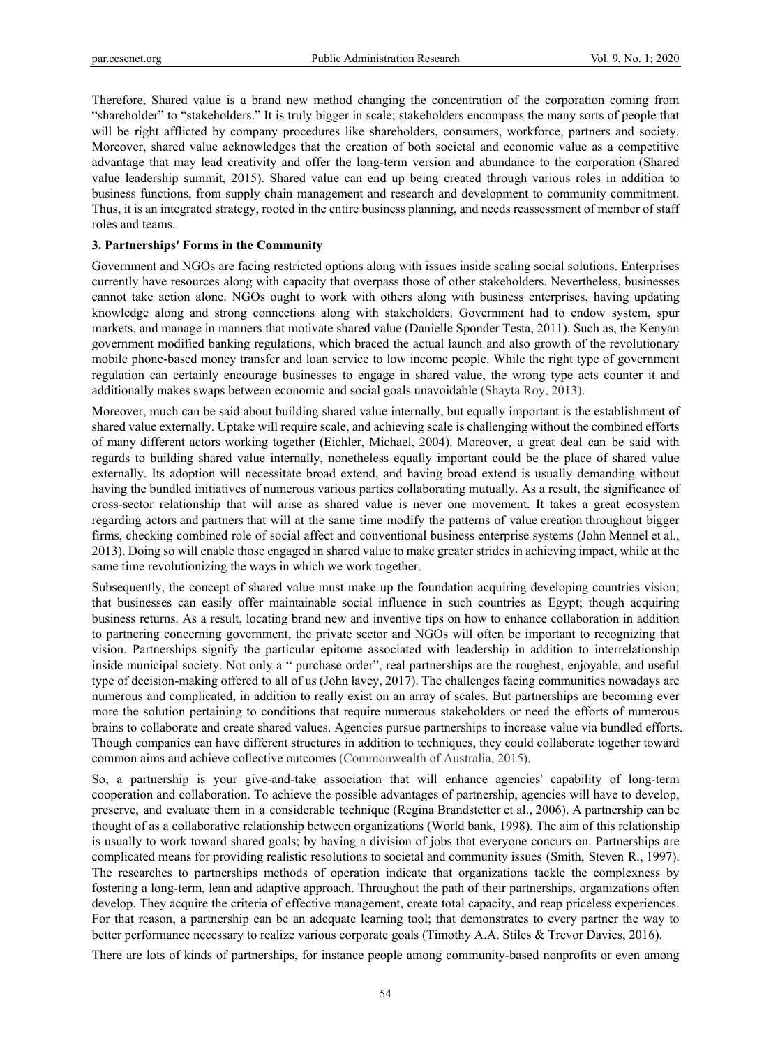Therefore, Shared value is a brand new method changing the concentration of the corporation coming from "shareholder" to "stakeholders." It is truly bigger in scale; stakeholders encompass the many sorts of people that will be right afflicted by company procedures like shareholders, consumers, workforce, partners and society. Moreover, shared value acknowledges that the creation of both societal and economic value as a competitive advantage that may lead creativity and offer the long-term version and abundance to the corporation (Shared value leadership summit, 2015). Shared value can end up being created through various roles in addition to business functions, from supply chain management and research and development to community commitment. Thus, it is an integrated strategy, rooted in the entire business planning, and needs reassessment of member of staff roles and teams.

### 3. Partnerships' Forms in the Community

Government and NGOs are facing restricted options along with issues inside scaling social solutions. Enterprises currently have resources along with capacity that overpass those of other stakeholders. Nevertheless, businesses cannot take action alone. NGOs ought to work with others along with business enterprises, having updating knowledge along and strong connections along with stakeholders. Government had to endow system, spur markets, and manage in manners that motivate shared value (Danielle Sponder Testa, 2011). Such as, the Kenyan government modified banking regulations, which braced the actual launch and also growth of the revolutionary mobile phone-based money transfer and loan service to low income people. While the right type of government regulation can certainly encourage businesses to engage in shared value, the wrong type acts counter it and additionally makes swaps between economic and social goals unavoidable (Shayta Roy, 2013).

Moreover, much can be said about building shared value internally, but equally important is the establishment of shared value externally. Uptake will require scale, and achieving scale is challenging without the combined efforts of many different actors working together (Eichler, Michael, 2004). Moreover, a great deal can be said with regards to building shared value internally, nonetheless equally important could be the place of shared value externally. Its adoption will necessitate broad extend, and having broad extend is usually demanding without having the bundled initiatives of numerous various parties collaborating mutually. As a result, the significance of cross-sector relationship that will arise as shared value is never one movement. It takes a great ecosystem regarding actors and partners that will at the same time modify the patterns of value creation throughout bigger firms, checking combined role of social affect and conventional business enterprise systems (John Mennel et al., 2013). Doing so will enable those engaged in shared value to make greater strides in achieving impact, while at the same time revolutionizing the ways in which we work together.

Subsequently, the concept of shared value must make up the foundation acquiring developing countries vision; that businesses can easily offer maintainable social influence in such countries as Egypt; though acquiring business returns. As a result, locating brand new and inventive tips on how to enhance collaboration in addition to partnering concerning government, the private sector and NGOs will often be important to recognizing that vision. Partnerships signify the particular epitome associated with leadership in addition to interrelationship inside municipal society. Not only a " purchase order", real partnerships are the roughest, enjoyable, and useful type of decision-making offered to all of us (John lavey, 2017). The challenges facing communities nowadays are numerous and complicated, in addition to really exist on an array of scales. But partnerships are becoming ever more the solution pertaining to conditions that require numerous stakeholders or need the efforts of numerous brains to collaborate and create shared values. Agencies pursue partnerships to increase value via bundled efforts. Though companies can have different structures in addition to techniques, they could collaborate together toward common aims and achieve collective outcomes (Commonwealth of Australia, 2015).

So, a partnership is your give-and-take association that will enhance agencies' capability of long-term cooperation and collaboration. To achieve the possible advantages of partnership, agencies will have to develop, preserve, and evaluate them in a considerable technique (Regina Brandstetter et al., 2006). A partnership can be thought of as a collaborative relationship between organizations (World bank, 1998). The aim of this relationship is usually to work toward shared goals; by having a division of jobs that everyone concurs on. Partnerships are complicated means for providing realistic resolutions to societal and community issues (Smith, Steven R., 1997). The researches to partnerships methods of operation indicate that organizations tackle the complexness by fostering a long-term, lean and adaptive approach. Throughout the path of their partnerships, organizations often develop. They acquire the criteria of effective management, create total capacity, and reap priceless experiences. For that reason, a partnership can be an adequate learning tool; that demonstrates to every partner the way to better performance necessary to realize various corporate goals (Timothy A.A. Stiles & Trevor Davies, 2016).

There are lots of kinds of partnerships, for instance people among community-based nonprofits or even among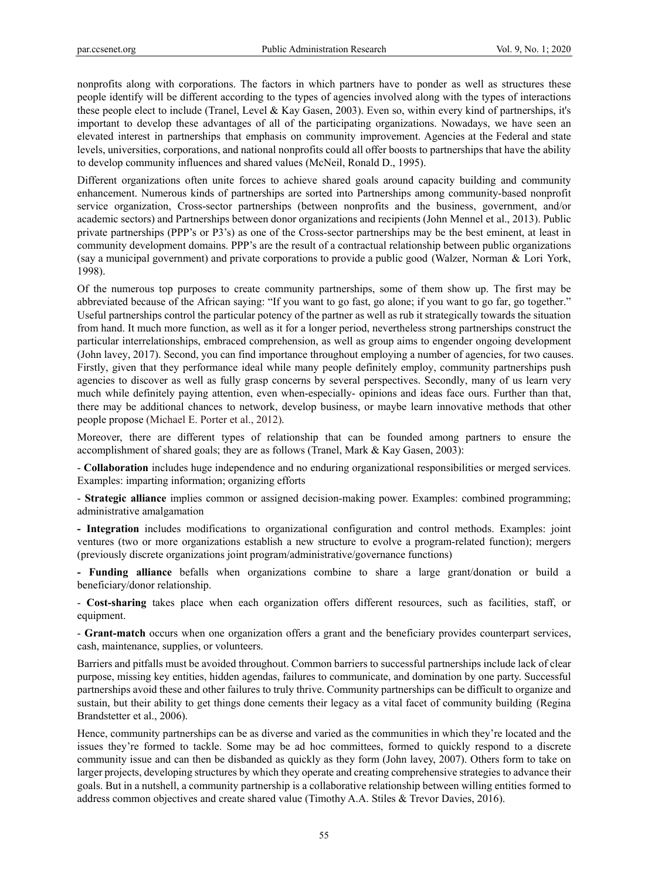nonprofits along with corporations. The factors in which partners have to ponder as well as structures these people identify will be different according to the types of agencies involved along with the types of interactions these people elect to include (Tranel, Level & Kay Gasen, 2003). Even so, within every kind of partnerships, it's important to develop these advantages of all of the participating organizations. Nowadays, we have seen an elevated interest in partnerships that emphasis on community improvement. Agencies at the Federal and state levels, universities, corporations, and national nonprofits could all offer boosts to partnerships that have the ability to develop community influences and shared values (McNeil, Ronald D., 1995).

Different organizations often unite forces to achieve shared goals around capacity building and community enhancement. Numerous kinds of partnerships are sorted into Partnerships among community-based nonprofit service organization, Cross-sector partnerships (between nonprofits and the business, government, and/or academic sectors) and Partnerships between donor organizations and recipients (John Mennel et al., 2013). Public private partnerships (PPP's or P3's) as one of the Cross-sector partnerships may be the best eminent, at least in community development domains. PPP's are the result of a contractual relationship between public organizations (say a municipal government) and private corporations to provide a public good (Walzer, Norman & Lori York, 1998).

Of the numerous top purposes to create community partnerships, some of them show up. The first may be abbreviated because of the African saying: "If you want to go fast, go alone; if you want to go far, go together." Useful partnerships control the particular potency of the partner as well as rub it strategically towards the situation from hand. It much more function, as well as it for a longer period, nevertheless strong partnerships construct the particular interrelationships, embraced comprehension, as well as group aims to engender ongoing development (John lavey, 2017). Second, you can find importance throughout employing a number of agencies, for two causes. Firstly, given that they performance ideal while many people definitely employ, community partnerships push agencies to discover as well as fully grasp concerns by several perspectives. Secondly, many of us learn very much while definitely paying attention, even when-especially- opinions and ideas face ours. Further than that, there may be additional chances to network, develop business, or maybe learn innovative methods that other people propose (Michael E. Porter et al., 2012).

Moreover, there are different types of relationship that can be founded among partners to ensure the accomplishment of shared goals; they are as follows (Tranel, Mark & Kay Gasen, 2003):

- **Collaboration** includes huge independence and no enduring organizational responsibilities or merged services. Examples: imparting information; organizing efforts
- **Strategic alliance** implies common or assigned decision-making power. Examples: combined programming; administrative amalgamation
- **Integration** includes modifications to organizational configuration and control methods. Examples: joint ventures (two or more organizations establish a new structure to evolve a program-related function); mergers (previously discrete organizations joint program/administrative/governance functions)
- **Funding alliance** befalls when organizations combine to share a large grant/donation or build a beneficiary/donor relationship.
- **Cost-sharing** takes place when each organization offers different resources, such as facilities, staff, or equipment.
- **Grant-match** occurs when one organization offers a grant and the beneficiary provides counterpart services, cash, maintenance, supplies, or volunteers.

Barriers and pitfalls must be avoided throughout. Common barriers to successful partnerships include lack of clear purpose, missing key entities, hidden agendas, failures to communicate, and domination by one party. Successful partnerships avoid these and other failures to truly thrive. Community partnerships can be difficult to organize and sustain, but their ability to get things done cements their legacy as a vital facet of community building (Regina Brandstetter et al., 2006).

Hence, community partnerships can be as diverse and varied as the communities in which they're located and the issues they're formed to tackle. Some may be ad hoc committees, formed to quickly respond to a discrete community issue and can then be disbanded as quickly as they form (John lavey, 2007). Others form to take on larger projects, developing structures by which they operate and creating comprehensive strategies to advance their goals. But in a nutshell, a community partnership is a collaborative relationship between willing entities formed to address common objectives and create shared value (Timothy A.A. Stiles & Trevor Davies, 2016).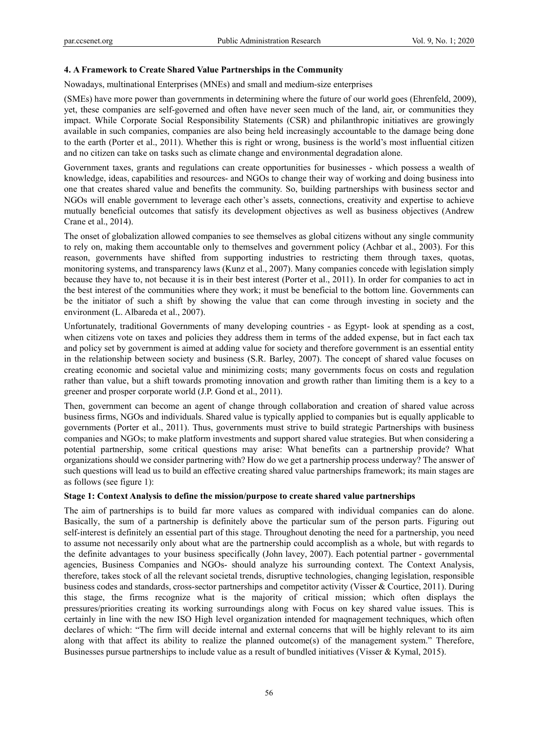#### 4. A Framework to Create Shared Value Partnerships in the Community

Nowadays, multinational Enterprises (MNEs) and small and medium-size enterprises

(SMEs) have more power than governments in determining where the future of our world goes (Ehrenfeld, 2009), yet, these companies are self-governed and often have never seen much of the land, air, or communities they impact. While Corporate Social Responsibility Statements (CSR) and philanthropic initiatives are growingly available in such companies, companies are also being held increasingly accountable to the damage being done to the earth (Porter et al., 2011). Whether this is right or wrong, business is the world's most influential citizen and no citizen can take on tasks such as climate change and environmental degradation alone.

Government taxes, grants and regulations can create opportunities for businesses - which possess a wealth of knowledge, ideas, capabilities and resources- and NGOs to change their way of working and doing business into one that creates shared value and benefits the community. So, building partnerships with business sector and NGOs will enable government to leverage each other's assets, connections, creativity and expertise to achieve mutually beneficial outcomes that satisfy its development objectives as well as business objectives (Andrew Crane et al., 2014).

The onset of globalization allowed companies to see themselves as global citizens without any single community to rely on, making them accountable only to themselves and government policy (Achbar et al., 2003). For this reason, governments have shifted from supporting industries to restricting them through taxes, quotas, monitoring systems, and transparency laws (Kunz et al., 2007). Many companies concede with legislation simply because they have to, not because it is in their best interest (Porter et al., 2011). In order for companies to act in the best interest of the communities where they work; it must be beneficial to the bottom line. Governments can be the initiator of such a shift by showing the value that can come through investing in society and the environment (L. Albareda et al., 2007).

Unfortunately, traditional Governments of many developing countries - as Egypt- look at spending as a cost, when citizens vote on taxes and policies they address them in terms of the added expense, but in fact each tax and policy set by government is aimed at adding value for society and therefore government is an essential entity in the relationship between society and business (S.R. Barley, 2007). The concept of shared value focuses on creating economic and societal value and minimizing costs; many governments focus on costs and regulation rather than value, but a shift towards promoting innovation and growth rather than limiting them is a key to a greener and prosper corporate world (J.P. Gond et al., 2011).

Then, government can become an agent of change through collaboration and creation of shared value across business firms, NGOs and individuals. Shared value is typically applied to companies but is equally applicable to governments (Porter et al., 2011). Thus, governments must strive to build strategic Partnerships with business companies and NGOs; to make platform investments and support shared value strategies. But when considering a potential partnership, some critical questions may arise: What benefits can a partnership provide? What organizations should we consider partnering with? How do we get a partnership process underway? The answer of such questions will lead us to build an effective creating shared value partnerships framework; its main stages are as follows (see figure 1):

**Stage 1: Context Analysis to define the mission/purpose to create shared value partnerships**

The aim of partnerships is to build far more values as compared with individual companies can do alone. Basically, the sum of a partnership is definitely above the particular sum of the person parts. Figuring out self-interest is definitely an essential part of this stage. Throughout denoting the need for a partnership, you need to assume not necessarily only about what are the partnership could accomplish as a whole, but with regards to the definite advantages to your business specifically (John lavey, 2007). Each potential partner - governmental agencies, Business Companies and NGOs- should analyze his surrounding context. The Context Analysis, therefore, takes stock of all the relevant societal trends, disruptive technologies, changing legislation, responsible business codes and standards, cross-sector partnerships and competitor activity (Visser & Courtice, 2011). During this stage, the firms recognize what is the majority of critical mission; which often displays the pressures/priorities creating its working surroundings along with Focus on key shared value issues. This is certainly in line with the new ISO High level organization intended for maqnagement techniques, which often declares of which: "The firm will decide internal and external concerns that will be highly relevant to its aim along with that affect its ability to realize the planned outcome(s) of the management system." Therefore, Businesses pursue partnerships to include value as a result of bundled initiatives (Visser & Kymal, 2015).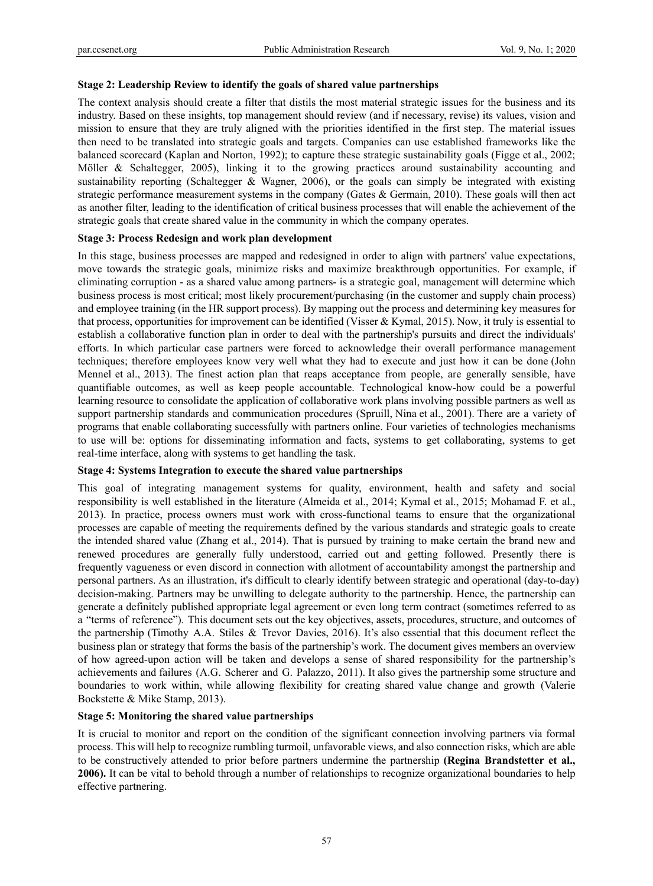**Stage 2: Leadership Review to identify the goals of shared value partnerships**

The context analysis should create a filter that distils the most material strategic issues for the business and its industry. Based on these insights, top management should review (and if necessary, revise) its values, vision and mission to ensure that they are truly aligned with the priorities identified in the first step. The material issues then need to be translated into strategic goals and targets. Companies can use established frameworks like the balanced scorecard (Kaplan and Norton, 1992); to capture these strategic sustainability goals (Figge et al., 2002; Möller & Schaltegger, 2005), linking it to the growing practices around sustainability accounting and sustainability reporting (Schaltegger & Wagner, 2006), or the goals can simply be integrated with existing strategic performance measurement systems in the company (Gates & Germain, 2010). These goals will then act as another filter, leading to the identification of critical business processes that will enable the achievement of the strategic goals that create shared value in the community in which the company operates.

**Stage 3: Process Redesign and work plan development**

In this stage, business processes are mapped and redesigned in order to align with partners' value expectations, move towards the strategic goals, minimize risks and maximize breakthrough opportunities. For example, if eliminating corruption - as a shared value among partners- is a strategic goal, management will determine which business process is most critical; most likely procurement/purchasing (in the customer and supply chain process) and employee training (in the HR support process). By mapping out the process and determining key measures for that process, opportunities for improvement can be identified (Visser & Kymal, 2015). Now, it truly is essential to establish a collaborative function plan in order to deal with the partnership's pursuits and direct the individuals' efforts. In which particular case partners were forced to acknowledge their overall performance management techniques; therefore employees know very well what they had to execute and just how it can be done (John Mennel et al., 2013). The finest action plan that reaps acceptance from people, are generally sensible, have quantifiable outcomes, as well as keep people accountable. Technological know-how could be a powerful learning resource to consolidate the application of collaborative work plans involving possible partners as well as support partnership standards and communication procedures (Spruill, Nina et al., 2001). There are a variety of programs that enable collaborating successfully with partners online. Four varieties of technologies mechanisms to use will be: options for disseminating information and facts, systems to get collaborating, systems to get real-time interface, along with systems to get handling the task.

**Stage 4: Systems Integration to execute the shared value partnerships**

This goal of integrating management systems for quality, environment, health and safety and social responsibility is well established in the literature (Almeida et al., 2014; Kymal et al., 2015; Mohamad F. et al., 2013). In practice, process owners must work with cross-functional teams to ensure that the organizational processes are capable of meeting the requirements defined by the various standards and strategic goals to create the intended shared value (Zhang et al., 2014). That is pursued by training to make certain the brand new and renewed procedures are generally fully understood, carried out and getting followed. Presently there is frequently vagueness or even discord in connection with allotment of accountability amongst the partnership and personal partners. As an illustration, it's difficult to clearly identify between strategic and operational (day-to-day) decision-making. Partners may be unwilling to delegate authority to the partnership. Hence, the partnership can generate a definitely published appropriate legal agreement or even long term contract (sometimes referred to as a "terms of reference"). This document sets out the key objectives, assets, procedures, structure, and outcomes of the partnership (Timothy A.A. Stiles & Trevor Davies, 2016). It's also essential that this document reflect the business plan or strategy that forms the basis of the partnership's work. The document gives members an overview of how agreed-upon action will be taken and develops a sense of shared responsibility for the partnership's achievements and failures (A.G. Scherer and G. Palazzo, 2011). It also gives the partnership some structure and boundaries to work within, while allowing flexibility for creating shared value change and growth (Valerie Bockstette & Mike Stamp, 2013).

**Stage 5: Monitoring the shared value partnerships**

It is crucial to monitor and report on the condition of the significant connection involving partners via formal process. This will help to recognize rumbling turmoil, unfavorable views, and also connection risks, which are able to be constructively attended to prior before partners undermine the partnership **(Regina Brandstetter et al., 2006).** It can be vital to behold through a number of relationships to recognize organizational boundaries to help effective partnering.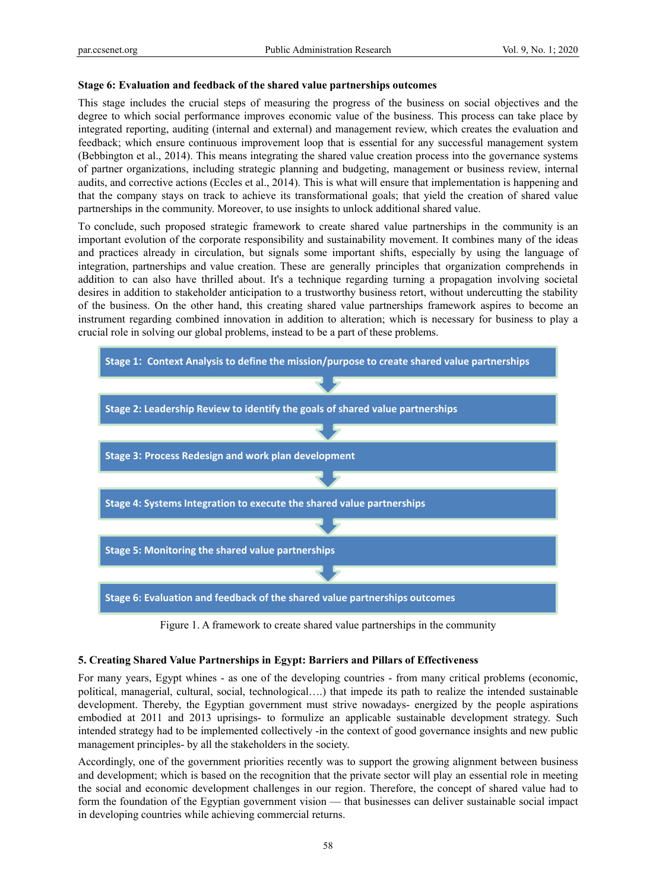**Stage 6: Evaluation and feedback of the shared value partnerships outcomes**

This stage includes the crucial steps of measuring the progress of the business on social objectives and the degree to which social performance improves economic value of the business. This process can take place by integrated reporting, auditing (internal and external) and management review, which creates the evaluation and feedback; which ensure continuous improvement loop that is essential for any successful management system (Bebbington et al., 2014). This means integrating the shared value creation process into the governance systems of partner organizations, including strategic planning and budgeting, management or business review, internal audits, and corrective actions (Eccles et al., 2014). This is what will ensure that implementation is happening and that the company stays on track to achieve its transformational goals; that yield the creation of shared value partnerships in the community. Moreover, to use insights to unlock additional shared value.

To conclude, such proposed strategic framework to create shared value partnerships in the community is an important evolution of the corporate responsibility and sustainability movement. It combines many of the ideas and practices already in circulation, but signals some important shifts, especially by using the language of integration, partnerships and value creation. These are generally principles that organization comprehends in addition to can also have thrilled about. It's a technique regarding turning a propagation involving societal desires in addition to stakeholder anticipation to a trustworthy business retort, without undercutting the stability of the business. On the other hand, this creating shared value partnerships framework aspires to become an instrument regarding combined innovation in addition to alteration; which is necessary for business to play a crucial role in solving our global problems, instead to be a part of these problems.

Stage 1: Context Analysis to define the mission/purpose to create shared value partnerships

↓

Stage 2: Leadership Review to identify the goals of shared value partnerships

↓

Stage 3: Process Redesign and work plan development

↓

Stage 4: Systems Integration to execute the shared value partnerships

↓

Stage 5: Monitoring the shared value partnerships

↓

Stage 6: Evaluation and feedback of the shared value partnerships outcomes

Figure 1. A framework to create shared value partnerships in the community

## 5. Creating Shared Value Partnerships in Egypt: Barriers and Pillars of Effectiveness

For many years, Egypt whines - as one of the developing countries - from many critical problems (economic, political, managerial, cultural, social, technological….) that impede its path to realize the intended sustainable development. Thereby, the Egyptian government must strive nowadays- energized by the people aspirations embodied at 2011 and 2013 uprisings- to formulize an applicable sustainable development strategy. Such intended strategy had to be implemented collectively -in the context of good governance insights and new public management principles- by all the stakeholders in the society.

Accordingly, one of the government priorities recently was to support the growing alignment between business and development; which is based on the recognition that the private sector will play an essential role in meeting the social and economic development challenges in our region. Therefore, the concept of shared value had to form the foundation of the Egyptian government vision — that businesses can deliver sustainable social impact in developing countries while achieving commercial returns.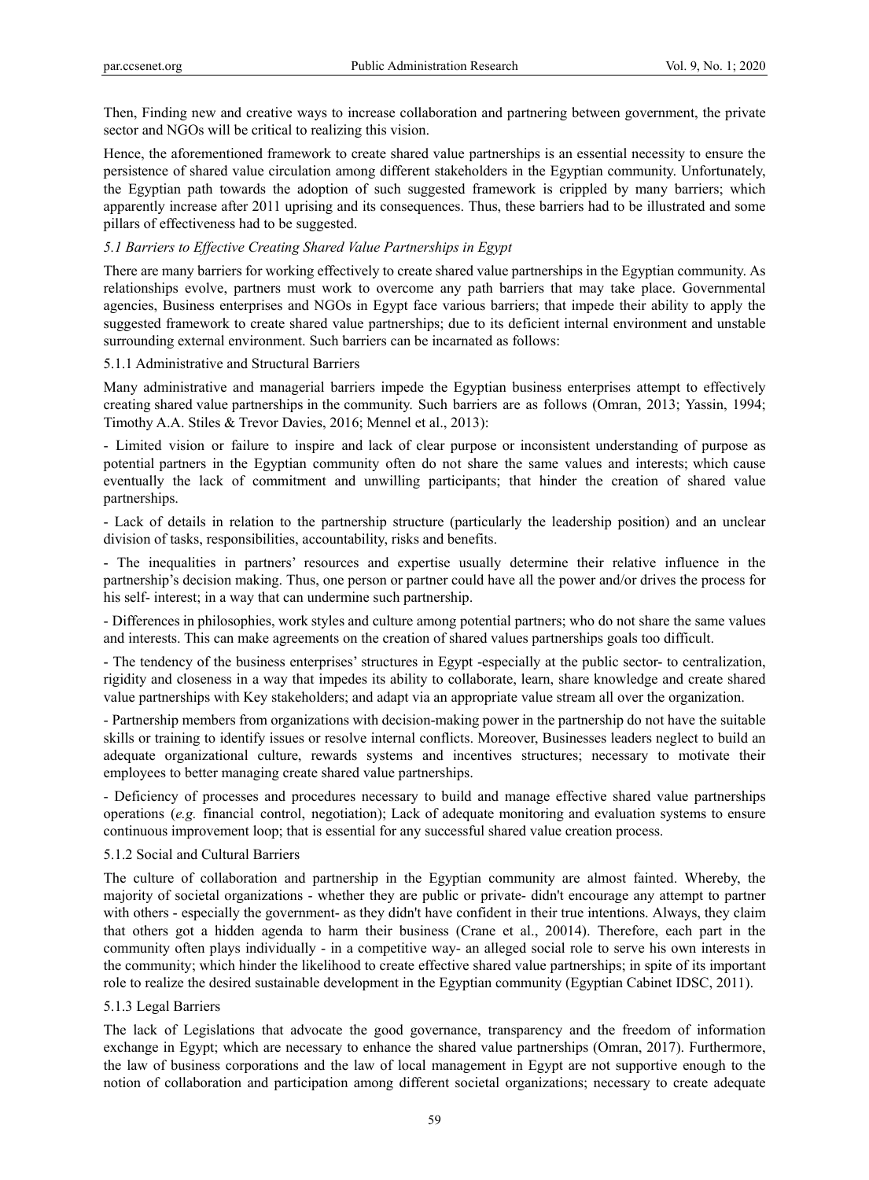Then, Finding new and creative ways to increase collaboration and partnering between government, the private sector and NGOs will be critical to realizing this vision.

Hence, the aforementioned framework to create shared value partnerships is an essential necessity to ensure the persistence of shared value circulation among different stakeholders in the Egyptian community. Unfortunately, the Egyptian path towards the adoption of such suggested framework is crippled by many barriers; which apparently increase after 2011 uprising and its consequences. Thus, these barriers had to be illustrated and some pillars of effectiveness had to be suggested.

### *5.1 Barriers to Effective Creating Shared Value Partnerships in Egypt*

There are many barriers for working effectively to create shared value partnerships in the Egyptian community. As relationships evolve, partners must work to overcome any path barriers that may take place. Governmental agencies, Business enterprises and NGOs in Egypt face various barriers; that impede their ability to apply the suggested framework to create shared value partnerships; due to its deficient internal environment and unstable surrounding external environment. Such barriers can be incarnated as follows:

#### 5.1.1 Administrative and Structural Barriers

Many administrative and managerial barriers impede the Egyptian business enterprises attempt to effectively creating shared value partnerships in the community. Such barriers are as follows (Omran, 2013; Yassin, 1994; Timothy A.A. Stiles & Trevor Davies, 2016; Mennel et al., 2013):

- Limited vision or failure to inspire and lack of clear purpose or inconsistent understanding of purpose as potential partners in the Egyptian community often do not share the same values and interests; which cause eventually the lack of commitment and unwilling participants; that hinder the creation of shared value partnerships.
- Lack of details in relation to the partnership structure (particularly the leadership position) and an unclear division of tasks, responsibilities, accountability, risks and benefits.
- The inequalities in partners' resources and expertise usually determine their relative influence in the partnership's decision making. Thus, one person or partner could have all the power and/or drives the process for his self- interest; in a way that can undermine such partnership.
- Differences in philosophies, work styles and culture among potential partners; who do not share the same values and interests. This can make agreements on the creation of shared values partnerships goals too difficult.
- The tendency of the business enterprises' structures in Egypt -especially at the public sector- to centralization, rigidity and closeness in a way that impedes its ability to collaborate, learn, share knowledge and create shared value partnerships with Key stakeholders; and adapt via an appropriate value stream all over the organization.
- Partnership members from organizations with decision-making power in the partnership do not have the suitable skills or training to identify issues or resolve internal conflicts. Moreover, Businesses leaders neglect to build an adequate organizational culture, rewards systems and incentives structures; necessary to motivate their employees to better managing create shared value partnerships.
- Deficiency of processes and procedures necessary to build and manage effective shared value partnerships operations (*e.g.* financial control, negotiation); Lack of adequate monitoring and evaluation systems to ensure continuous improvement loop; that is essential for any successful shared value creation process.

#### 5.1.2 Social and Cultural Barriers

The culture of collaboration and partnership in the Egyptian community are almost fainted. Whereby, the majority of societal organizations - whether they are public or private- didn't encourage any attempt to partner with others - especially the government- as they didn't have confident in their true intentions. Always, they claim that others got a hidden agenda to harm their business (Crane et al., 20014). Therefore, each part in the community often plays individually - in a competitive way- an alleged social role to serve his own interests in the community; which hinder the likelihood to create effective shared value partnerships; in spite of its important role to realize the desired sustainable development in the Egyptian community (Egyptian Cabinet IDSC, 2011).

#### 5.1.3 Legal Barriers

The lack of Legislations that advocate the good governance, transparency and the freedom of information exchange in Egypt; which are necessary to enhance the shared value partnerships (Omran, 2017). Furthermore, the law of business corporations and the law of local management in Egypt are not supportive enough to the notion of collaboration and participation among different societal organizations; necessary to create adequate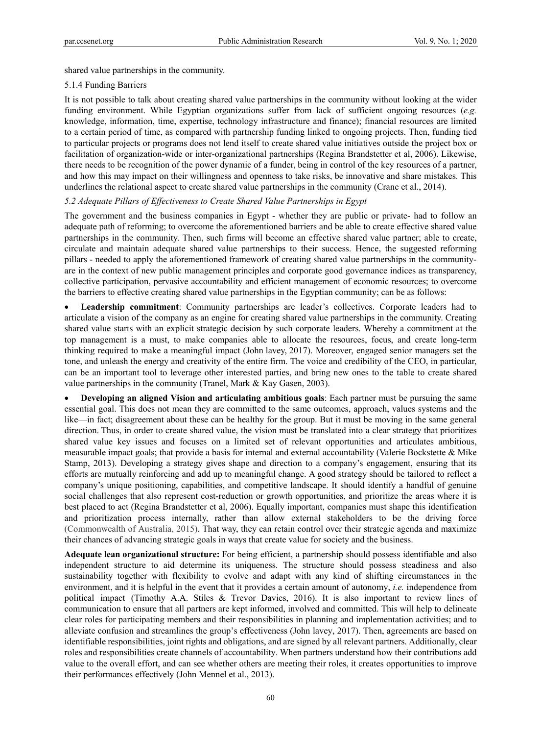shared value partnerships in the community.

#### 5.1.4 Funding Barriers

It is not possible to talk about creating shared value partnerships in the community without looking at the wider funding environment. While Egyptian organizations suffer from lack of sufficient ongoing resources (*e.g.* knowledge, information, time, expertise, technology infrastructure and finance); financial resources are limited to a certain period of time, as compared with partnership funding linked to ongoing projects. Then, funding tied to particular projects or programs does not lend itself to create shared value initiatives outside the project box or facilitation of organization-wide or inter-organizational partnerships (Regina Brandstetter et al, 2006). Likewise, there needs to be recognition of the power dynamic of a funder, being in control of the key resources of a partner, and how this may impact on their willingness and openness to take risks, be innovative and share mistakes. This underlines the relational aspect to create shared value partnerships in the community (Crane et al., 2014).

### *5.2 Adequate Pillars of Effectiveness to Create Shared Value Partnerships in Egypt*

The government and the business companies in Egypt - whether they are public or private- had to follow an adequate path of reforming; to overcome the aforementioned barriers and be able to create effective shared value partnerships in the community. Then, such firms will become an effective shared value partner; able to create, circulate and maintain adequate shared value partnerships to their success. Hence, the suggested reforming pillars - needed to apply the aforementioned framework of creating shared value partnerships in the community- are in the context of new public management principles and corporate good governance indices as transparency, collective participation, pervasive accountability and efficient management of economic resources; to overcome the barriers to effective creating shared value partnerships in the Egyptian community; can be as follows:

- **Leadership commitment**: Community partnerships are leader's collectives. Corporate leaders had to articulate a vision of the company as an engine for creating shared value partnerships in the community. Creating shared value starts with an explicit strategic decision by such corporate leaders. Whereby a commitment at the top management is a must, to make companies able to allocate the resources, focus, and create long-term thinking required to make a meaningful impact (John lavey, 2017). Moreover, engaged senior managers set the tone, and unleash the energy and creativity of the entire firm. The voice and credibility of the CEO, in particular, can be an important tool to leverage other interested parties, and bring new ones to the table to create shared value partnerships in the community (Tranel, Mark & Kay Gasen, 2003).

- **Developing an aligned Vision and articulating ambitious goals**: Each partner must be pursuing the same essential goal. This does not mean they are committed to the same outcomes, approach, values systems and the like—in fact; disagreement about these can be healthy for the group. But it must be moving in the same general direction. Thus, in order to create shared value, the vision must be translated into a clear strategy that prioritizes shared value key issues and focuses on a limited set of relevant opportunities and articulates ambitious, measurable impact goals; that provide a basis for internal and external accountability (Valerie Bockstette & Mike Stamp, 2013). Developing a strategy gives shape and direction to a company's engagement, ensuring that its efforts are mutually reinforcing and add up to meaningful change. A good strategy should be tailored to reflect a company's unique positioning, capabilities, and competitive landscape. It should identify a handful of genuine social challenges that also represent cost-reduction or growth opportunities, and prioritize the areas where it is best placed to act (Regina Brandstetter et al, 2006). Equally important, companies must shape this identification and prioritization process internally, rather than allow external stakeholders to be the driving force (Commonwealth of Australia, 2015). That way, they can retain control over their strategic agenda and maximize their chances of advancing strategic goals in ways that create value for society and the business.

**Adequate lean organizational structure:** For being efficient, a partnership should possess identifiable and also independent structure to aid determine its uniqueness. The structure should possess steadiness and also sustainability together with flexibility to evolve and adapt with any kind of shifting circumstances in the environment, and it is helpful in the event that it provides a certain amount of autonomy, *i.e.* independence from political impact (Timothy A.A. Stiles & Trevor Davies, 2016). It is also important to review lines of communication to ensure that all partners are kept informed, involved and committed. This will help to delineate clear roles for participating members and their responsibilities in planning and implementation activities; and to alleviate confusion and streamlines the group's effectiveness (John lavey, 2017). Then, agreements are based on identifiable responsibilities, joint rights and obligations, and are signed by all relevant partners. Additionally, clear roles and responsibilities create channels of accountability. When partners understand how their contributions add value to the overall effort, and can see whether others are meeting their roles, it creates opportunities to improve their performances effectively (John Mennel et al., 2013).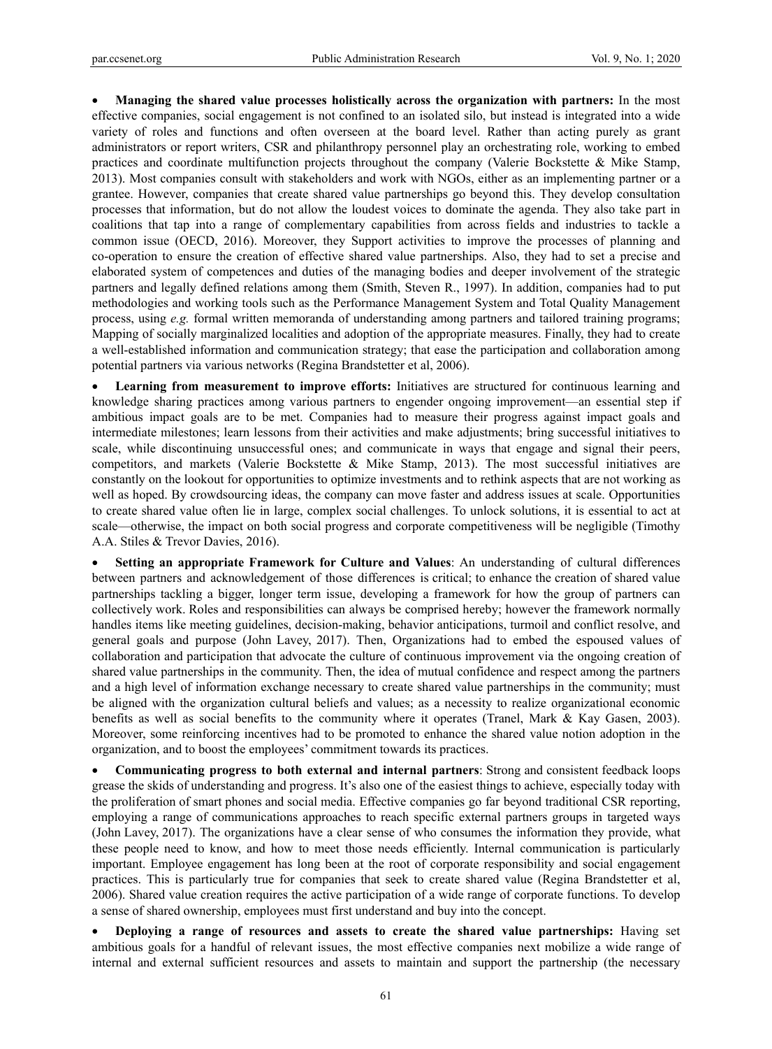- **Managing the shared value processes holistically across the organization with partners:** In the most effective companies, social engagement is not confined to an isolated silo, but instead is integrated into a wide variety of roles and functions and often overseen at the board level. Rather than acting purely as grant administrators or report writers, CSR and philanthropy personnel play an orchestrating role, working to embed practices and coordinate multifunction projects throughout the company (Valerie Bockstette & Mike Stamp, 2013). Most companies consult with stakeholders and work with NGOs, either as an implementing partner or a grantee. However, companies that create shared value partnerships go beyond this. They develop consultation processes that information, but do not allow the loudest voices to dominate the agenda. They also take part in coalitions that tap into a range of complementary capabilities from across fields and industries to tackle a common issue (OECD, 2016). Moreover, they Support activities to improve the processes of planning and co-operation to ensure the creation of effective shared value partnerships. Also, they had to set a precise and elaborated system of competences and duties of the managing bodies and deeper involvement of the strategic partners and legally defined relations among them (Smith, Steven R., 1997). In addition, companies had to put methodologies and working tools such as the Performance Management System and Total Quality Management process, using *e.g.* formal written memoranda of understanding among partners and tailored training programs; Mapping of socially marginalized localities and adoption of the appropriate measures. Finally, they had to create a well-established information and communication strategy; that ease the participation and collaboration among potential partners via various networks (Regina Brandstetter et al, 2006).

- **Learning from measurement to improve efforts:** Initiatives are structured for continuous learning and knowledge sharing practices among various partners to engender ongoing improvement—an essential step if ambitious impact goals are to be met. Companies had to measure their progress against impact goals and intermediate milestones; learn lessons from their activities and make adjustments; bring successful initiatives to scale, while discontinuing unsuccessful ones; and communicate in ways that engage and signal their peers, competitors, and markets (Valerie Bockstette & Mike Stamp, 2013). The most successful initiatives are constantly on the lookout for opportunities to optimize investments and to rethink aspects that are not working as well as hoped. By crowdsourcing ideas, the company can move faster and address issues at scale. Opportunities to create shared value often lie in large, complex social challenges. To unlock solutions, it is essential to act at scale—otherwise, the impact on both social progress and corporate competitiveness will be negligible (Timothy A.A. Stiles & Trevor Davies, 2016).

- **Setting an appropriate Framework for Culture and Values**: An understanding of cultural differences between partners and acknowledgement of those differences is critical; to enhance the creation of shared value partnerships tackling a bigger, longer term issue, developing a framework for how the group of partners can collectively work. Roles and responsibilities can always be comprised hereby; however the framework normally handles items like meeting guidelines, decision-making, behavior anticipations, turmoil and conflict resolve, and general goals and purpose (John Lavey, 2017). Then, Organizations had to embed the espoused values of collaboration and participation that advocate the culture of continuous improvement via the ongoing creation of shared value partnerships in the community. Then, the idea of mutual confidence and respect among the partners and a high level of information exchange necessary to create shared value partnerships in the community; must be aligned with the organization cultural beliefs and values; as a necessity to realize organizational economic benefits as well as social benefits to the community where it operates (Tranel, Mark & Kay Gasen, 2003). Moreover, some reinforcing incentives had to be promoted to enhance the shared value notion adoption in the organization, and to boost the employees' commitment towards its practices.

- **Communicating progress to both external and internal partners**: Strong and consistent feedback loops grease the skids of understanding and progress. It's also one of the easiest things to achieve, especially today with the proliferation of smart phones and social media. Effective companies go far beyond traditional CSR reporting, employing a range of communications approaches to reach specific external partners groups in targeted ways (John Lavey, 2017). The organizations have a clear sense of who consumes the information they provide, what these people need to know, and how to meet those needs efficiently. Internal communication is particularly important. Employee engagement has long been at the root of corporate responsibility and social engagement practices. This is particularly true for companies that seek to create shared value (Regina Brandstetter et al, 2006). Shared value creation requires the active participation of a wide range of corporate functions. To develop a sense of shared ownership, employees must first understand and buy into the concept.

- **Deploying a range of resources and assets to create the shared value partnerships:** Having set ambitious goals for a handful of relevant issues, the most effective companies next mobilize a wide range of internal and external sufficient resources and assets to maintain and support the partnership (the necessary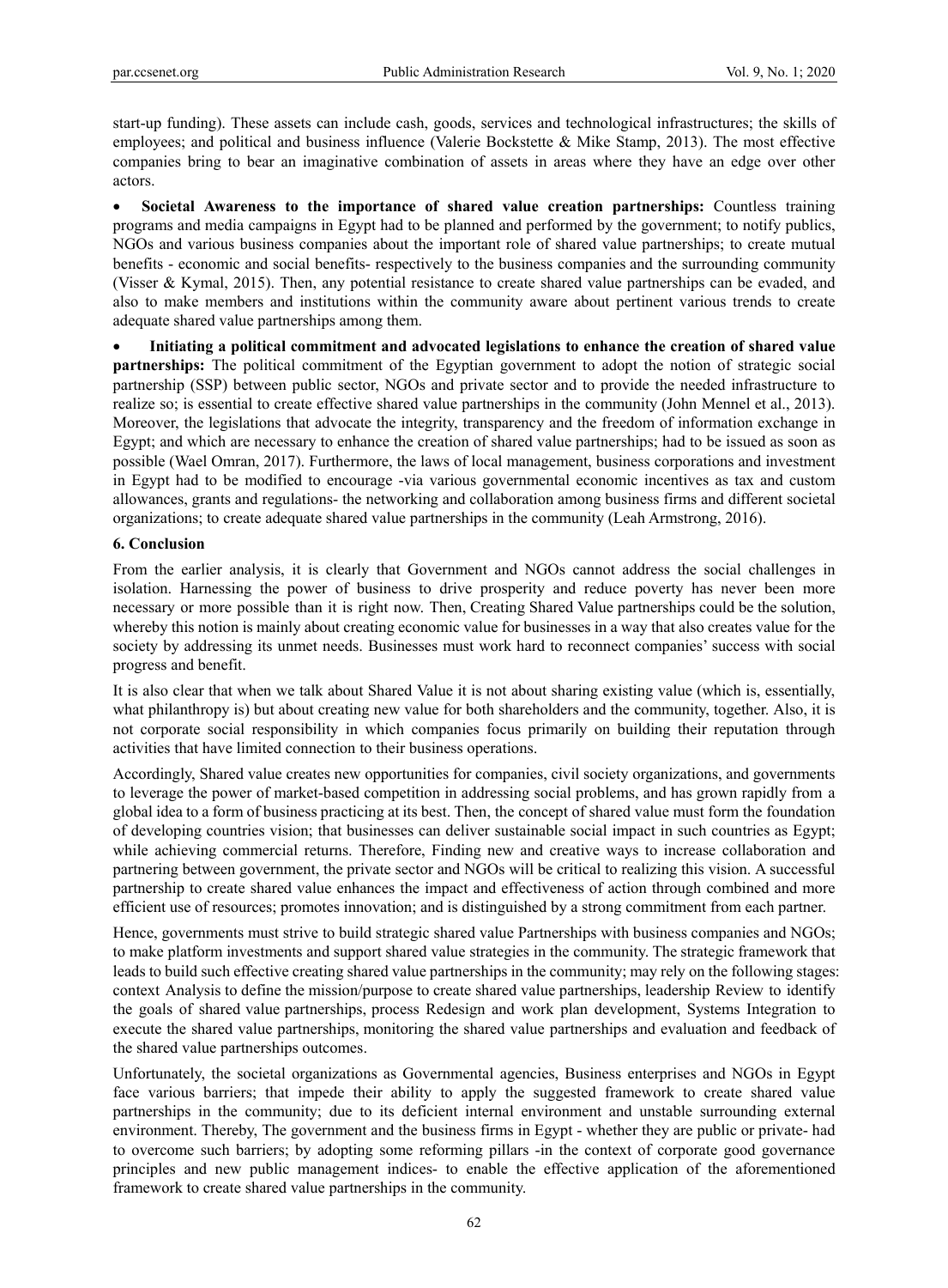start-up funding). These assets can include cash, goods, services and technological infrastructures; the skills of employees; and political and business influence (Valerie Bockstette & Mike Stamp, 2013). The most effective companies bring to bear an imaginative combination of assets in areas where they have an edge over other actors.

- **Societal Awareness to the importance of shared value creation partnerships:** Countless training programs and media campaigns in Egypt had to be planned and performed by the government; to notify publics, NGOs and various business companies about the important role of shared value partnerships; to create mutual benefits - economic and social benefits- respectively to the business companies and the surrounding community (Visser & Kymal, 2015). Then, any potential resistance to create shared value partnerships can be evaded, and also to make members and institutions within the community aware about pertinent various trends to create adequate shared value partnerships among them.

- **Initiating a political commitment and advocated legislations to enhance the creation of shared value partnerships:** The political commitment of the Egyptian government to adopt the notion of strategic social partnership (SSP) between public sector, NGOs and private sector and to provide the needed infrastructure to realize so; is essential to create effective shared value partnerships in the community (John Mennel et al., 2013). Moreover, the legislations that advocate the integrity, transparency and the freedom of information exchange in Egypt; and which are necessary to enhance the creation of shared value partnerships; had to be issued as soon as possible (Wael Omran, 2017). Furthermore, the laws of local management, business corporations and investment in Egypt had to be modified to encourage -via various governmental economic incentives as tax and custom allowances, grants and regulations- the networking and collaboration among business firms and different societal organizations; to create adequate shared value partnerships in the community (Leah Armstrong, 2016).

### 6. Conclusion

From the earlier analysis, it is clearly that Government and NGOs cannot address the social challenges in isolation. Harnessing the power of business to drive prosperity and reduce poverty has never been more necessary or more possible than it is right now. Then, Creating Shared Value partnerships could be the solution, whereby this notion is mainly about creating economic value for businesses in a way that also creates value for the society by addressing its unmet needs. Businesses must work hard to reconnect companies' success with social progress and benefit.

It is also clear that when we talk about Shared Value it is not about sharing existing value (which is, essentially, what philanthropy is) but about creating new value for both shareholders and the community, together. Also, it is not corporate social responsibility in which companies focus primarily on building their reputation through activities that have limited connection to their business operations.

Accordingly, Shared value creates new opportunities for companies, civil society organizations, and governments to leverage the power of market-based competition in addressing social problems, and has grown rapidly from a global idea to a form of business practicing at its best. Then, the concept of shared value must form the foundation of developing countries vision; that businesses can deliver sustainable social impact in such countries as Egypt; while achieving commercial returns. Therefore, Finding new and creative ways to increase collaboration and partnering between government, the private sector and NGOs will be critical to realizing this vision. A successful partnership to create shared value enhances the impact and effectiveness of action through combined and more efficient use of resources; promotes innovation; and is distinguished by a strong commitment from each partner.

Hence, governments must strive to build strategic shared value Partnerships with business companies and NGOs; to make platform investments and support shared value strategies in the community. The strategic framework that leads to build such effective creating shared value partnerships in the community; may rely on the following stages: context Analysis to define the mission/purpose to create shared value partnerships, leadership Review to identify the goals of shared value partnerships, process Redesign and work plan development, Systems Integration to execute the shared value partnerships, monitoring the shared value partnerships and evaluation and feedback of the shared value partnerships outcomes.

Unfortunately, the societal organizations as Governmental agencies, Business enterprises and NGOs in Egypt face various barriers; that impede their ability to apply the suggested framework to create shared value partnerships in the community; due to its deficient internal environment and unstable surrounding external environment. Thereby, The government and the business firms in Egypt - whether they are public or private- had to overcome such barriers; by adopting some reforming pillars -in the context of corporate good governance principles and new public management indices- to enable the effective application of the aforementioned framework to create shared value partnerships in the community.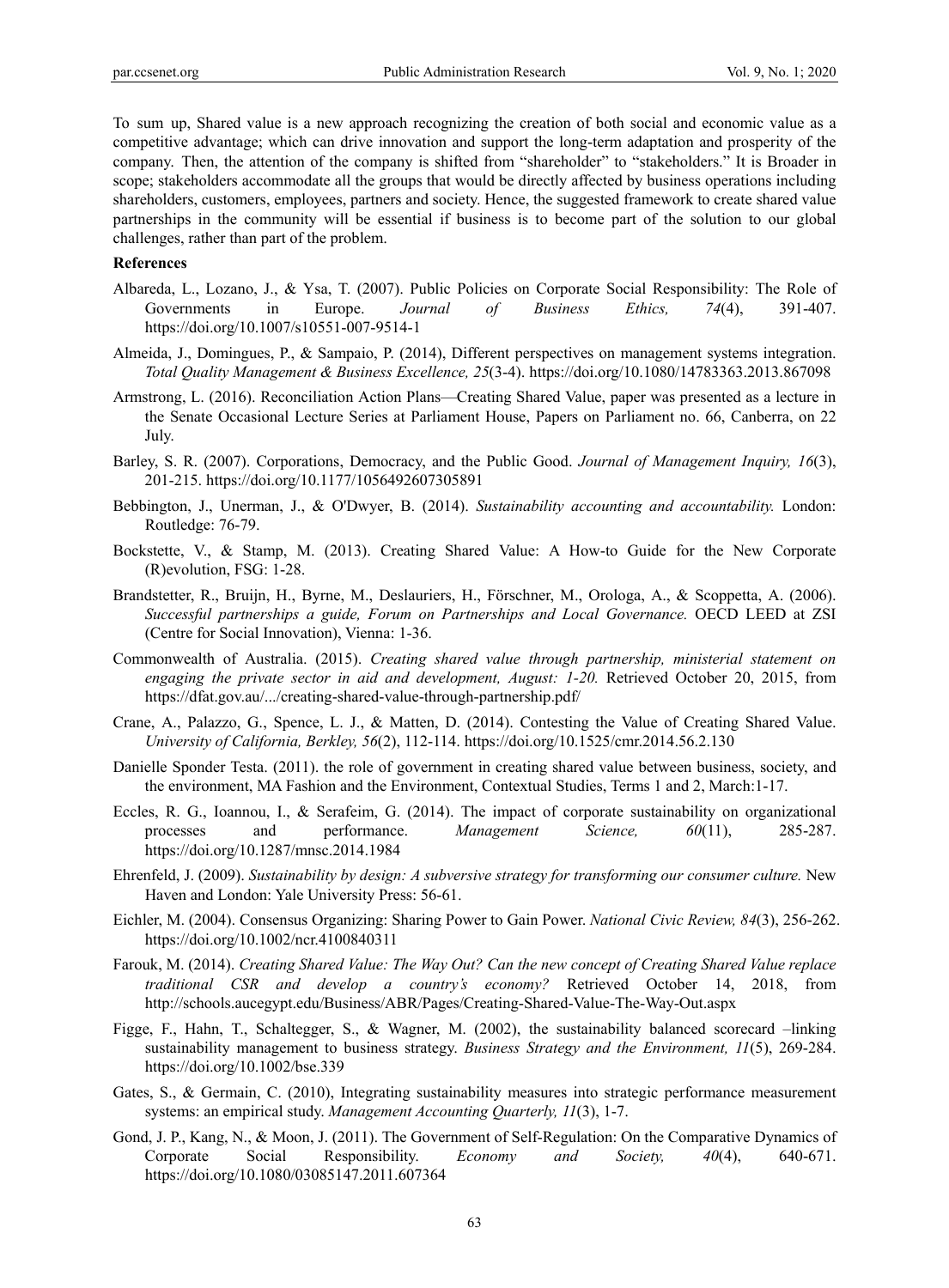To sum up, Shared value is a new approach recognizing the creation of both social and economic value as a competitive advantage; which can drive innovation and support the long-term adaptation and prosperity of the company. Then, the attention of the company is shifted from "shareholder" to "stakeholders." It is Broader in scope; stakeholders accommodate all the groups that would be directly affected by business operations including shareholders, customers, employees, partners and society. Hence, the suggested framework to create shared value partnerships in the community will be essential if business is to become part of the solution to our global challenges, rather than part of the problem.

**References**

Albareda, L., Lozano, J., & Ysa, T. (2007). Public Policies on Corporate Social Responsibility: The Role of Governments in Europe. *Journal of Business Ethics, 74*(4), 391-407. https://doi.org/10.1007/s10551-007-9514-1

Almeida, J., Domingues, P., & Sampaio, P. (2014), Different perspectives on management systems integration. *Total Quality Management & Business Excellence, 25*(3-4). https://doi.org/10.1080/14783363.2013.867098

Armstrong, L. (2016). Reconciliation Action Plans—Creating Shared Value, paper was presented as a lecture in the Senate Occasional Lecture Series at Parliament House, Papers on Parliament no. 66, Canberra, on 22 July.

Barley, S. R. (2007). Corporations, Democracy, and the Public Good. *Journal of Management Inquiry, 16*(3), 201-215. https://doi.org/10.1177/1056492607305891

Bebbington, J., Unerman, J., & O'Dwyer, B. (2014). *Sustainability accounting and accountability.* London: Routledge: 76-79.

Bockstette, V., & Stamp, M. (2013). Creating Shared Value: A How-to Guide for the New Corporate (R)evolution, FSG: 1-28.

Brandstetter, R., Bruijn, H., Byrne, M., Deslauriers, H., Förschner, M., Orologa, A., & Scoppetta, A. (2006). *Successful partnerships a guide, Forum on Partnerships and Local Governance.* OECD LEED at ZSI (Centre for Social Innovation), Vienna: 1-36.

Commonwealth of Australia. (2015). *Creating shared value through partnership, ministerial statement on engaging the private sector in aid and development, August: 1-20.* Retrieved October 20, 2015, from https://dfat.gov.au/.../creating-shared-value-through-partnership.pdf/

Crane, A., Palazzo, G., Spence, L. J., & Matten, D. (2014). Contesting the Value of Creating Shared Value. *University of California, Berkley, 56*(2), 112-114. https://doi.org/10.1525/cmr.2014.56.2.130

Danielle Sponder Testa. (2011). the role of government in creating shared value between business, society, and the environment, MA Fashion and the Environment, Contextual Studies, Terms 1 and 2, March:1-17.

Eccles, R. G., Ioannou, I., & Serafeim, G. (2014). The impact of corporate sustainability on organizational processes and performance. *Management Science, 60*(11), 285-287. https://doi.org/10.1287/mnsc.2014.1984

Ehrenfeld, J. (2009). *Sustainability by design: A subversive strategy for transforming our consumer culture.* New Haven and London: Yale University Press: 56-61.

Eichler, M. (2004). Consensus Organizing: Sharing Power to Gain Power. *National Civic Review, 84*(3), 256-262. https://doi.org/10.1002/ncr.4100840311

Farouk, M. (2014). *Creating Shared Value: The Way Out? Can the new concept of Creating Shared Value replace traditional CSR and develop a country's economy?* Retrieved October 14, 2018, from http://schools.aucegypt.edu/Business/ABR/Pages/Creating-Shared-Value-The-Way-Out.aspx

Figge, F., Hahn, T., Schaltegger, S., & Wagner, M. (2002), the sustainability balanced scorecard –linking sustainability management to business strategy. *Business Strategy and the Environment, 11*(5), 269-284. https://doi.org/10.1002/bse.339

Gates, S., & Germain, C. (2010), Integrating sustainability measures into strategic performance measurement systems: an empirical study. *Management Accounting Quarterly, 11*(3), 1-7.

Gond, J. P., Kang, N., & Moon, J. (2011). The Government of Self-Regulation: On the Comparative Dynamics of Corporate Social Responsibility. *Economy and Society, 40*(4), 640-671. https://doi.org/10.1080/03085147.2011.607364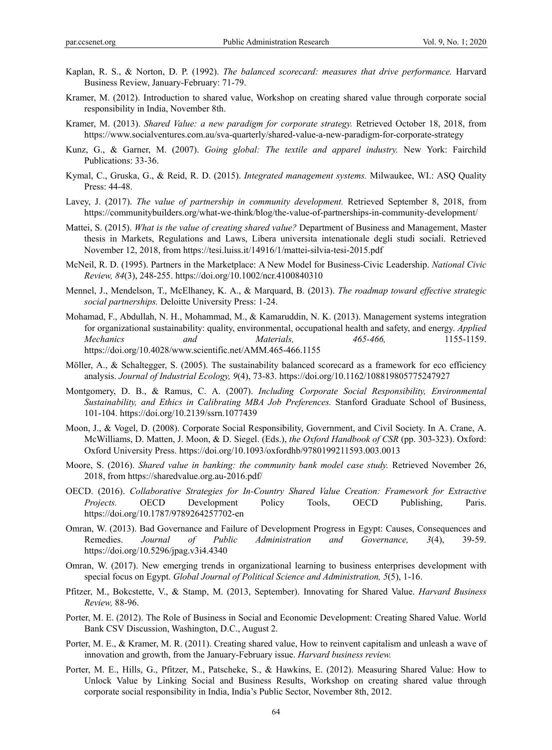Kaplan, R. S., & Norton, D. P. (1992). *The balanced scorecard: measures that drive performance.* Harvard Business Review, January-February: 71-79.

Kramer, M. (2012). Introduction to shared value, Workshop on creating shared value through corporate social responsibility in India, November 8th.

Kramer, M. (2013). *Shared Value: a new paradigm for corporate strategy.* Retrieved October 18, 2018, from https://www.socialventures.com.au/sva-quarterly/shared-value-a-new-paradigm-for-corporate-strategy

Kunz, G., & Garner, M. (2007). *Going global: The textile and apparel industry.* New York: Fairchild Publications: 33-36.

Kymal, C., Gruska, G., & Reid, R. D. (2015). *Integrated management systems.* Milwaukee, WI.: ASQ Quality Press: 44-48.

Lavey, J. (2017). *The value of partnership in community development.* Retrieved September 8, 2018, from https://communitybuilders.org/what-we-think/blog/the-value-of-partnerships-in-community-development/

Mattei, S. (2015). *What is the value of creating shared value?* Department of Business and Management, Master thesis in Markets, Regulations and Laws, Libera universita intenationale degli studi sociali. Retrieved November 12, 2018, from https://tesi.luiss.it/14916/1/mattei-silvia-tesi-2015.pdf

McNeil, R. D. (1995). Partners in the Marketplace: A New Model for Business-Civic Leadership. *National Civic Review, 84*(3), 248-255. https://doi.org/10.1002/ncr.4100840310

Mennel, J., Mendelson, T., McElhaney, K. A., & Marquard, B. (2013). *The roadmap toward effective strategic social partnerships.* Deloitte University Press: 1-24.

Mohamad, F., Abdullah, N. H., Mohammad, M., & Kamaruddin, N. K. (2013). Management systems integration for organizational sustainability: quality, environmental, occupational health and safety, and energy. *Applied Mechanics and Materials, 465-466,* 1155-1159. https://doi.org/10.4028/www.scientific.net/AMM.465-466.1155

Möller, A., & Schaltegger, S. (2005). The sustainability balanced scorecard as a framework for eco efficiency analysis. *Journal of Industrial Ecology, 9*(4), 73-83. https://doi.org/10.1162/108819805775247927

Montgomery, D. B., & Ramus, C. A. (2007). *Including Corporate Social Responsibility, Environmental Sustainability, and Ethics in Calibrating MBA Job Preferences.* Stanford Graduate School of Business, 101-104. https://doi.org/10.2139/ssrn.1077439

Moon, J., & Vogel, D. (2008). Corporate Social Responsibility, Government, and Civil Society. In A. Crane, A. McWilliams, D. Matten, J. Moon, & D. Siegel. (Eds.), *the Oxford Handbook of CSR* (pp. 303-323). Oxford: Oxford University Press. https://doi.org/10.1093/oxfordhb/9780199211593.003.0013

Moore, S. (2016). *Shared value in banking: the community bank model case study.* Retrieved November 26, 2018, from https://sharedvalue.org.au-2016.pdf/

OECD. (2016). *Collaborative Strategies for In-Country Shared Value Creation: Framework for Extractive Projects.* OECD Development Policy Tools, OECD Publishing, Paris. https://doi.org/10.1787/9789264257702-en

Omran, W. (2013). Bad Governance and Failure of Development Progress in Egypt: Causes, Consequences and Remedies. *Journal of Public Administration and Governance, 3*(4), 39-59. https://doi.org/10.5296/jpag.v3i4.4340

Omran, W. (2017). New emerging trends in organizational learning to business enterprises development with special focus on Egypt. *Global Journal of Political Science and Administration, 5*(5), 1-16.

Pfitzer, M., Bokcstette, V., & Stamp, M. (2013, September). Innovating for Shared Value. *Harvard Business Review,* 88-96.

Porter, M. E. (2012). The Role of Business in Social and Economic Development: Creating Shared Value. World Bank CSV Discussion, Washington, D.C., August 2.

Porter, M. E., & Kramer, M. R. (2011). Creating shared value, How to reinvent capitalism and unleash a wave of innovation and growth, from the January-February issue. *Harvard business review.*

Porter, M. E., Hills, G., Pfitzer, M., Patscheke, S., & Hawkins, E. (2012). Measuring Shared Value: How to Unlock Value by Linking Social and Business Results, Workshop on creating shared value through corporate social responsibility in India, India's Public Sector, November 8th, 2012.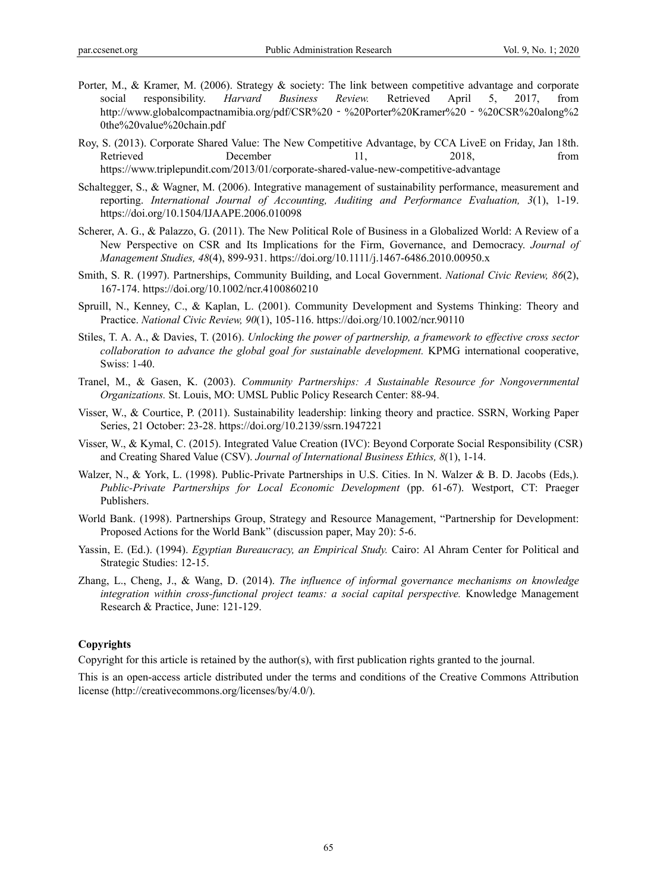Porter, M., & Kramer, M. (2006). Strategy & society: The link between competitive advantage and corporate social responsibility. *Harvard Business Review.* Retrieved April 5, 2017, from http://www.globalcompactnamibia.org/pdf/CSR%20 - %20Porter%20Kramer%20 - %20CSR%20along%20the%20value%20chain.pdf

Roy, S. (2013). Corporate Shared Value: The New Competitive Advantage, by CCA LiveE on Friday, Jan 18th. Retrieved December 11, 2018, from https://www.triplepundit.com/2013/01/corporate-shared-value-new-competitive-advantage

Schaltegger, S., & Wagner, M. (2006). Integrative management of sustainability performance, measurement and reporting. *International Journal of Accounting, Auditing and Performance Evaluation, 3*(1), 1-19. https://doi.org/10.1504/IJAAPE.2006.010098

Scherer, A. G., & Palazzo, G. (2011). The New Political Role of Business in a Globalized World: A Review of a New Perspective on CSR and Its Implications for the Firm, Governance, and Democracy. *Journal of Management Studies, 48*(4), 899-931. https://doi.org/10.1111/j.1467-6486.2010.00950.x

Smith, S. R. (1997). Partnerships, Community Building, and Local Government. *National Civic Review, 86*(2), 167-174. https://doi.org/10.1002/ncr.4100860210

Spruill, N., Kenney, C., & Kaplan, L. (2001). Community Development and Systems Thinking: Theory and Practice. *National Civic Review, 90*(1), 105-116. https://doi.org/10.1002/ncr.90110

Stiles, T. A. A., & Davies, T. (2016). *Unlocking the power of partnership, a framework to effective cross sector collaboration to advance the global goal for sustainable development.* KPMG international cooperative, Swiss: 1-40.

Tranel, M., & Gasen, K. (2003). *Community Partnerships: A Sustainable Resource for Nongovernmental Organizations.* St. Louis, MO: UMSL Public Policy Research Center: 88-94.

Visser, W., & Courtice, P. (2011). Sustainability leadership: linking theory and practice. SSRN, Working Paper Series, 21 October: 23-28. https://doi.org/10.2139/ssrn.1947221

Visser, W., & Kymal, C. (2015). Integrated Value Creation (IVC): Beyond Corporate Social Responsibility (CSR) and Creating Shared Value (CSV). *Journal of International Business Ethics, 8*(1), 1-14.

Walzer, N., & York, L. (1998). Public-Private Partnerships in U.S. Cities. In N. Walzer & B. D. Jacobs (Eds,). *Public-Private Partnerships for Local Economic Development* (pp. 61-67). Westport, CT: Praeger Publishers.

World Bank. (1998). Partnerships Group, Strategy and Resource Management, "Partnership for Development: Proposed Actions for the World Bank" (discussion paper, May 20): 5-6.

Yassin, E. (Ed.). (1994). *Egyptian Bureaucracy, an Empirical Study.* Cairo: Al Ahram Center for Political and Strategic Studies: 12-15.

Zhang, L., Cheng, J., & Wang, D. (2014). *The influence of informal governance mechanisms on knowledge integration within cross-functional project teams: a social capital perspective.* Knowledge Management Research & Practice, June: 121-129.

**Copyrights**

Copyright for this article is retained by the author(s), with first publication rights granted to the journal.

This is an open-access article distributed under the terms and conditions of the Creative Commons Attribution license (http://creativecommons.org/licenses/by/4.0/).